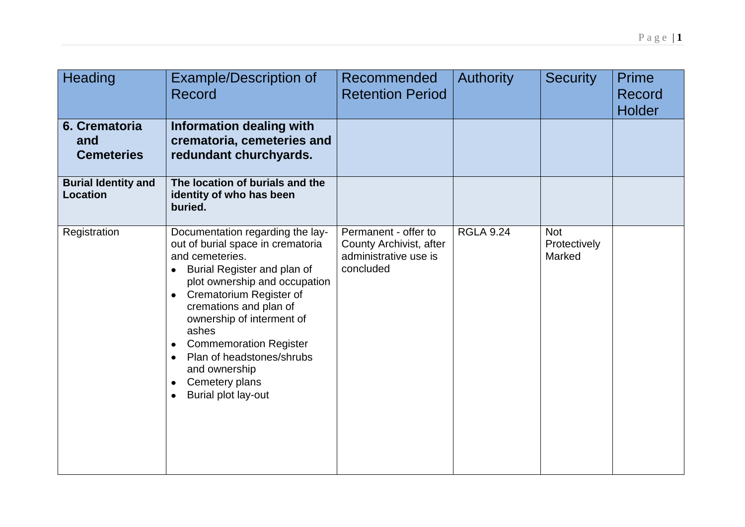| Heading | Example/Description of Record | Recommended Retention Period | Authority | Security | Prime Record Holder |
|---|---|---|---|---|---|
| **6. Crematoria and Cemeteries** | **Information dealing with crematoria, cemeteries and redundant churchyards.** | | | | |
| **Burial Identity and Location** | **The location of burials and the identity of who has been buried.** | | | | |
| Registration | Documentation regarding the lay-out of burial space in crematoria and cemeteries.<br>• Burial Register and plan of plot ownership and occupation<br>• Crematorium Register of cremations and plan of ownership of interment of ashes<br>• Commemoration Register<br>• Plan of headstones/shrubs and ownership<br>• Cemetery plans<br>• Burial plot lay-out | Permanent - offer to County Archivist, after administrative use is concluded | RGLA 9.24 | Not Protectively Marked | |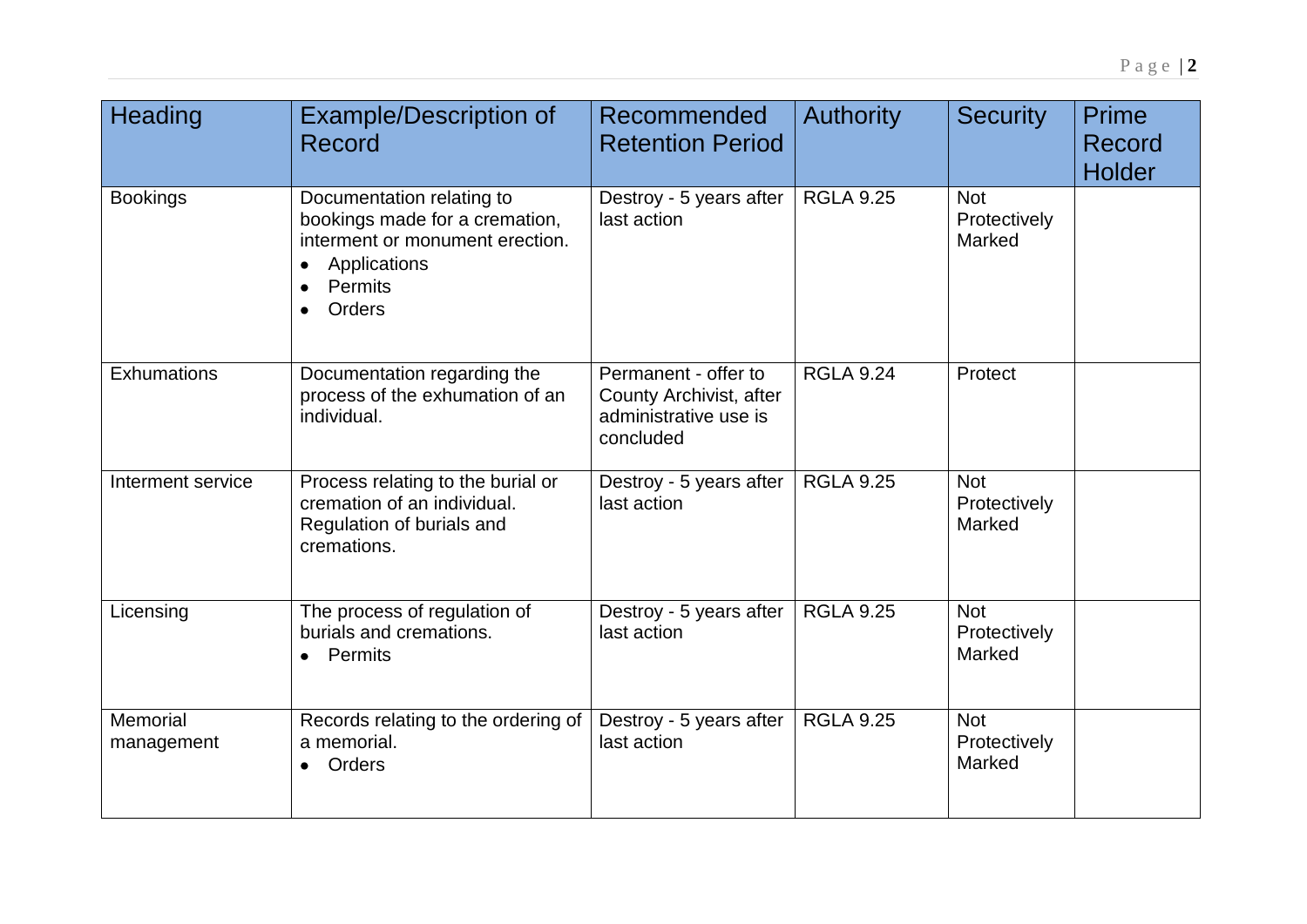| Heading | Example/Description of Record | Recommended Retention Period | Authority | Security | Prime Record Holder |
|---|---|---|---|---|---|
| Bookings | Documentation relating to bookings made for a cremation, interment or monument erection.<br>• Applications<br>• Permits<br>• Orders | Destroy - 5 years after last action | RGLA 9.25 | Not Protectively Marked | |
| Exhumations | Documentation regarding the process of the exhumation of an individual. | Permanent - offer to County Archivist, after administrative use is concluded | RGLA 9.24 | Protect | |
| Interment service | Process relating to the burial or cremation of an individual. Regulation of burials and cremations. | Destroy - 5 years after last action | RGLA 9.25 | Not Protectively Marked | |
| Licensing | The process of regulation of burials and cremations.<br>• Permits | Destroy - 5 years after last action | RGLA 9.25 | Not Protectively Marked | |
| Memorial management | Records relating to the ordering of a memorial.<br>• Orders | Destroy - 5 years after last action | RGLA 9.25 | Not Protectively Marked | |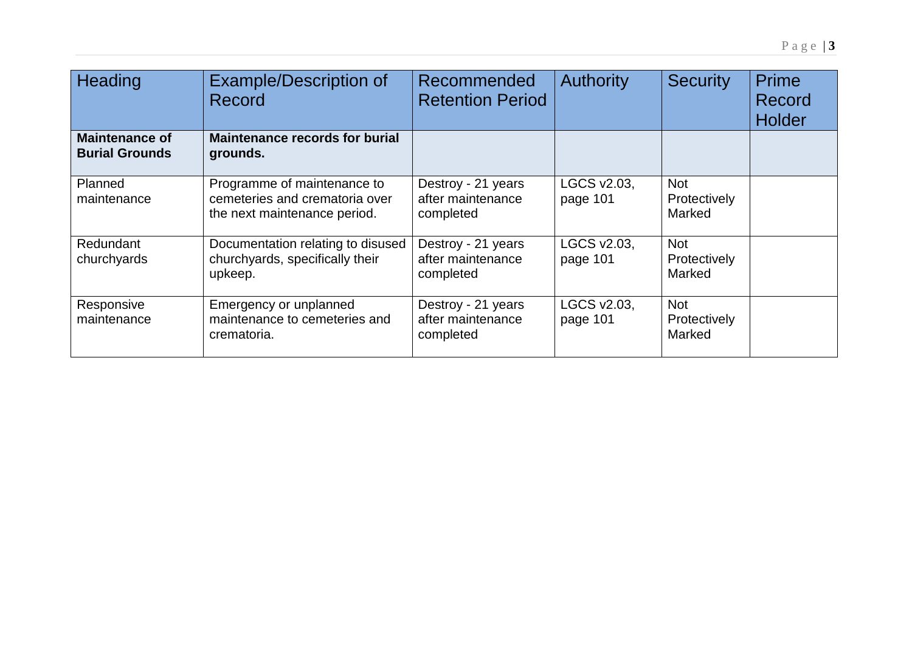| Heading | Example/Description of Record | Recommended Retention Period | Authority | Security | Prime Record Holder |
|---|---|---|---|---|---|
| **Maintenance of Burial Grounds** | **Maintenance records for burial grounds.** | | | | |
| Planned maintenance | Programme of maintenance to cemeteries and crematoria over the next maintenance period. | Destroy - 21 years after maintenance completed | LGCS v2.03, page 101 | Not Protectively Marked | |
| Redundant churchyards | Documentation relating to disused churchyards, specifically their upkeep. | Destroy - 21 years after maintenance completed | LGCS v2.03, page 101 | Not Protectively Marked | |
| Responsive maintenance | Emergency or unplanned maintenance to cemeteries and crematoria. | Destroy - 21 years after maintenance completed | LGCS v2.03, page 101 | Not Protectively Marked | |